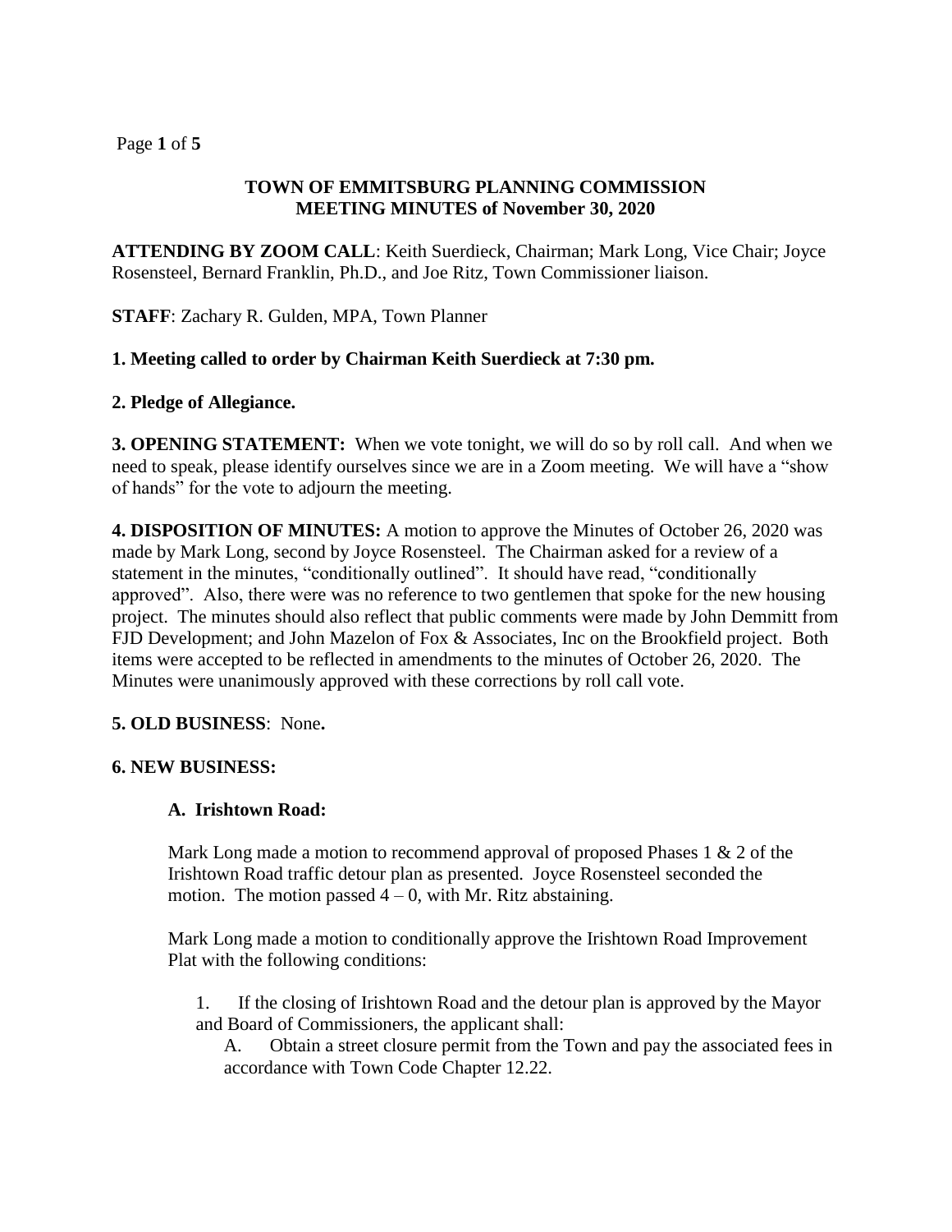**TOWN OF EMMITSBURG PLANNING COMMISSION**
**MEETING MINUTES of November 30, 2020**

**ATTENDING BY ZOOM CALL**: Keith Suerdieck, Chairman; Mark Long, Vice Chair; Joyce Rosensteel, Bernard Franklin, Ph.D., and Joe Ritz, Town Commissioner liaison.

**STAFF**: Zachary R. Gulden, MPA, Town Planner

**1. Meeting called to order by Chairman Keith Suerdieck at 7:30 pm.**

**2. Pledge of Allegiance.**

**3. OPENING STATEMENT:** When we vote tonight, we will do so by roll call. And when we need to speak, please identify ourselves since we are in a Zoom meeting. We will have a "show of hands" for the vote to adjourn the meeting.

**4. DISPOSITION OF MINUTES:** A motion to approve the Minutes of October 26, 2020 was made by Mark Long, second by Joyce Rosensteel. The Chairman asked for a review of a statement in the minutes, "conditionally outlined". It should have read, "conditionally approved". Also, there were was no reference to two gentlemen that spoke for the new housing project. The minutes should also reflect that public comments were made by John Demmitt from FJD Development; and John Mazelon of Fox & Associates, Inc on the Brookfield project. Both items were accepted to be reflected in amendments to the minutes of October 26, 2020. The Minutes were unanimously approved with these corrections by roll call vote.

**5. OLD BUSINESS**: None**.**

**6. NEW BUSINESS:**

**A. Irishtown Road:**

Mark Long made a motion to recommend approval of proposed Phases 1 & 2 of the Irishtown Road traffic detour plan as presented. Joyce Rosensteel seconded the motion. The motion passed 4 – 0, with Mr. Ritz abstaining.

Mark Long made a motion to conditionally approve the Irishtown Road Improvement Plat with the following conditions:

1. If the closing of Irishtown Road and the detour plan is approved by the Mayor and Board of Commissioners, the applicant shall:
   A. Obtain a street closure permit from the Town and pay the associated fees in accordance with Town Code Chapter 12.22.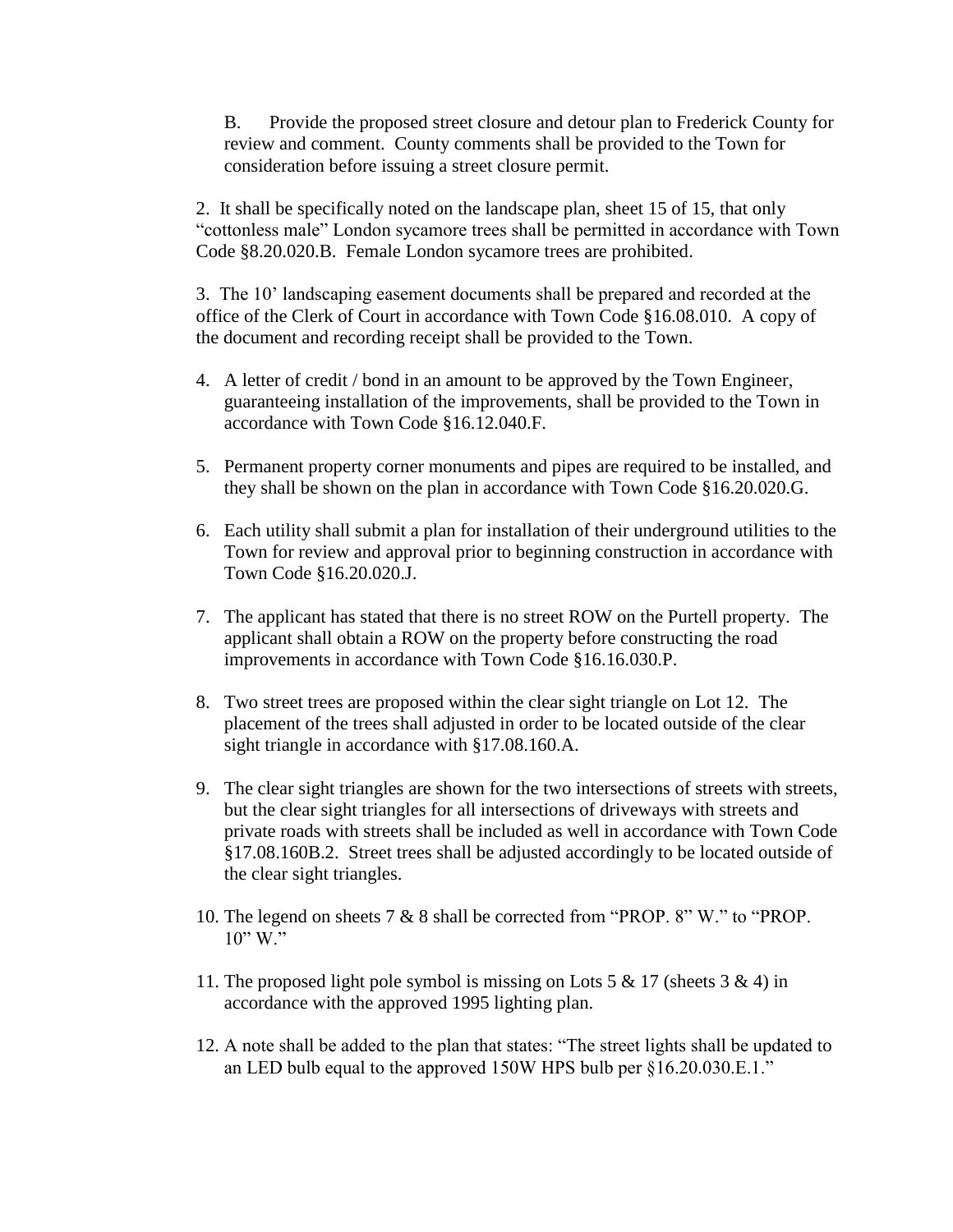B. Provide the proposed street closure and detour plan to Frederick County for review and comment. County comments shall be provided to the Town for consideration before issuing a street closure permit.

2. It shall be specifically noted on the landscape plan, sheet 15 of 15, that only "cottonless male" London sycamore trees shall be permitted in accordance with Town Code §8.20.020.B. Female London sycamore trees are prohibited.

3. The 10' landscaping easement documents shall be prepared and recorded at the office of the Clerk of Court in accordance with Town Code §16.08.010. A copy of the document and recording receipt shall be provided to the Town.

4. A letter of credit / bond in an amount to be approved by the Town Engineer, guaranteeing installation of the improvements, shall be provided to the Town in accordance with Town Code §16.12.040.F.

5. Permanent property corner monuments and pipes are required to be installed, and they shall be shown on the plan in accordance with Town Code §16.20.020.G.

6. Each utility shall submit a plan for installation of their underground utilities to the Town for review and approval prior to beginning construction in accordance with Town Code §16.20.020.J.

7. The applicant has stated that there is no street ROW on the Purtell property. The applicant shall obtain a ROW on the property before constructing the road improvements in accordance with Town Code §16.16.030.P.

8. Two street trees are proposed within the clear sight triangle on Lot 12. The placement of the trees shall adjusted in order to be located outside of the clear sight triangle in accordance with §17.08.160.A.

9. The clear sight triangles are shown for the two intersections of streets with streets, but the clear sight triangles for all intersections of driveways with streets and private roads with streets shall be included as well in accordance with Town Code §17.08.160B.2. Street trees shall be adjusted accordingly to be located outside of the clear sight triangles.

10. The legend on sheets 7 & 8 shall be corrected from "PROP. 8" W." to "PROP. 10" W."

11. The proposed light pole symbol is missing on Lots 5 & 17 (sheets 3 & 4) in accordance with the approved 1995 lighting plan.

12. A note shall be added to the plan that states: "The street lights shall be updated to an LED bulb equal to the approved 150W HPS bulb per §16.20.030.E.1."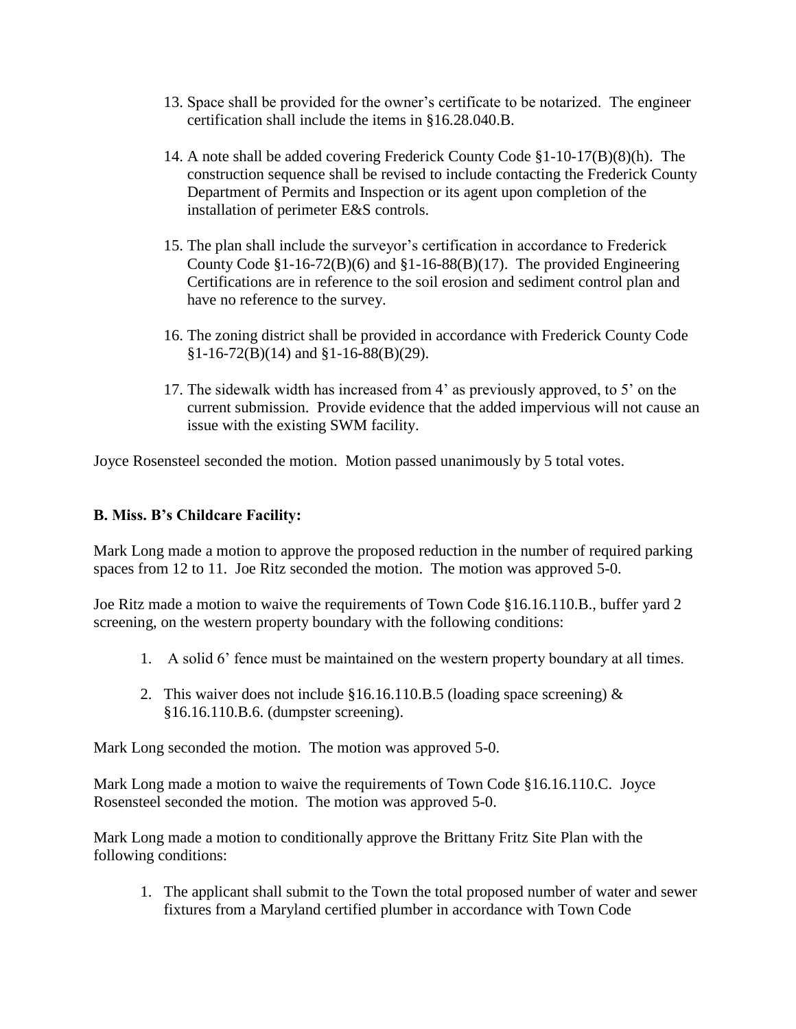13. Space shall be provided for the owner's certificate to be notarized. The engineer certification shall include the items in §16.28.040.B.

14. A note shall be added covering Frederick County Code §1-10-17(B)(8)(h). The construction sequence shall be revised to include contacting the Frederick County Department of Permits and Inspection or its agent upon completion of the installation of perimeter E&S controls.

15. The plan shall include the surveyor's certification in accordance to Frederick County Code §1-16-72(B)(6) and §1-16-88(B)(17). The provided Engineering Certifications are in reference to the soil erosion and sediment control plan and have no reference to the survey.

16. The zoning district shall be provided in accordance with Frederick County Code §1-16-72(B)(14) and §1-16-88(B)(29).

17. The sidewalk width has increased from 4' as previously approved, to 5' on the current submission. Provide evidence that the added impervious will not cause an issue with the existing SWM facility.

Joyce Rosensteel seconded the motion. Motion passed unanimously by 5 total votes.

**B. Miss. B's Childcare Facility:**

Mark Long made a motion to approve the proposed reduction in the number of required parking spaces from 12 to 11. Joe Ritz seconded the motion. The motion was approved 5-0.

Joe Ritz made a motion to waive the requirements of Town Code §16.16.110.B., buffer yard 2 screening, on the western property boundary with the following conditions:

1. A solid 6' fence must be maintained on the western property boundary at all times.

2. This waiver does not include §16.16.110.B.5 (loading space screening) & §16.16.110.B.6. (dumpster screening).

Mark Long seconded the motion. The motion was approved 5-0.

Mark Long made a motion to waive the requirements of Town Code §16.16.110.C. Joyce Rosensteel seconded the motion. The motion was approved 5-0.

Mark Long made a motion to conditionally approve the Brittany Fritz Site Plan with the following conditions:

1. The applicant shall submit to the Town the total proposed number of water and sewer fixtures from a Maryland certified plumber in accordance with Town Code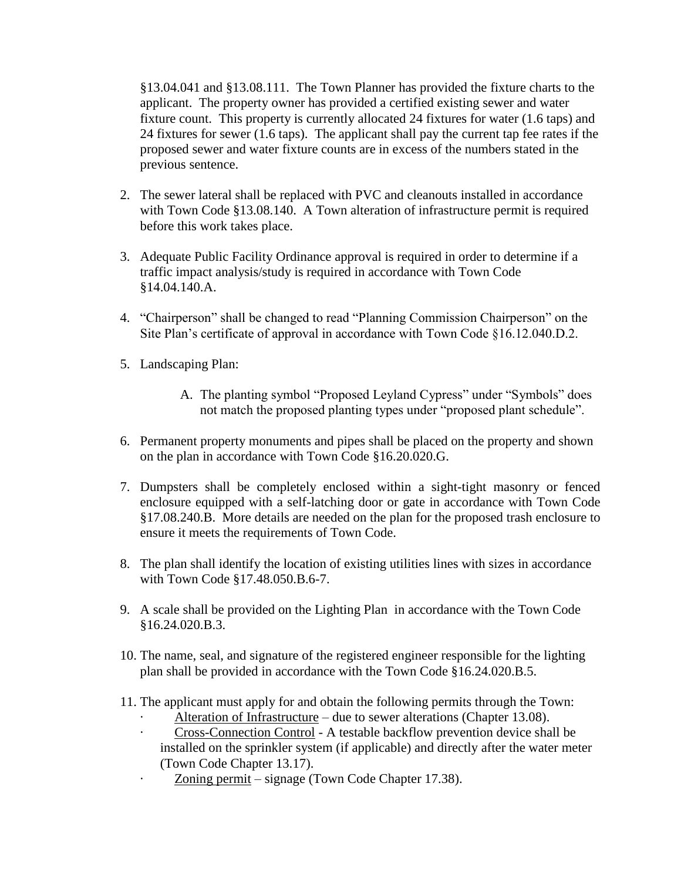§13.04.041 and §13.08.111. The Town Planner has provided the fixture charts to the applicant. The property owner has provided a certified existing sewer and water fixture count. This property is currently allocated 24 fixtures for water (1.6 taps) and 24 fixtures for sewer (1.6 taps). The applicant shall pay the current tap fee rates if the proposed sewer and water fixture counts are in excess of the numbers stated in the previous sentence.

2. The sewer lateral shall be replaced with PVC and cleanouts installed in accordance with Town Code §13.08.140. A Town alteration of infrastructure permit is required before this work takes place.

3. Adequate Public Facility Ordinance approval is required in order to determine if a traffic impact analysis/study is required in accordance with Town Code §14.04.140.A.

4. "Chairperson" shall be changed to read "Planning Commission Chairperson" on the Site Plan's certificate of approval in accordance with Town Code §16.12.040.D.2.

5. Landscaping Plan:

   A. The planting symbol "Proposed Leyland Cypress" under "Symbols" does not match the proposed planting types under "proposed plant schedule".

6. Permanent property monuments and pipes shall be placed on the property and shown on the plan in accordance with Town Code §16.20.020.G.

7. Dumpsters shall be completely enclosed within a sight-tight masonry or fenced enclosure equipped with a self-latching door or gate in accordance with Town Code §17.08.240.B. More details are needed on the plan for the proposed trash enclosure to ensure it meets the requirements of Town Code.

8. The plan shall identify the location of existing utilities lines with sizes in accordance with Town Code §17.48.050.B.6-7.

9. A scale shall be provided on the Lighting Plan in accordance with the Town Code §16.24.020.B.3.

10. The name, seal, and signature of the registered engineer responsible for the lighting plan shall be provided in accordance with the Town Code §16.24.020.B.5.

11. The applicant must apply for and obtain the following permits through the Town:
    - <u>Alteration of Infrastructure</u> – due to sewer alterations (Chapter 13.08).
    - <u>Cross-Connection Control</u> - A testable backflow prevention device shall be installed on the sprinkler system (if applicable) and directly after the water meter (Town Code Chapter 13.17).
    - <u>Zoning permit</u> – signage (Town Code Chapter 17.38).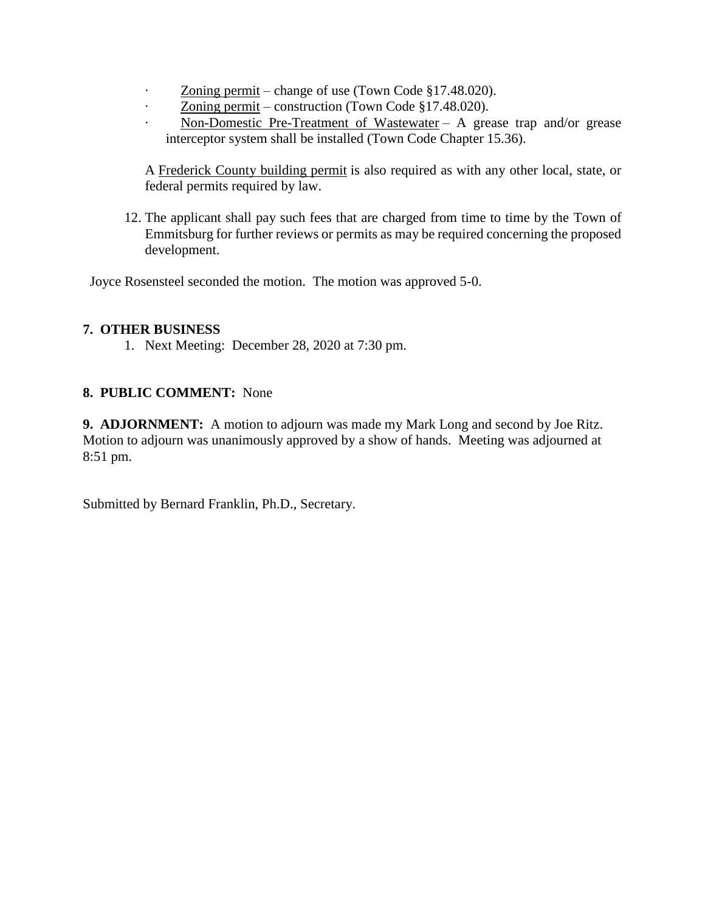- Zoning permit – change of use (Town Code §17.48.020).
- Zoning permit – construction (Town Code §17.48.020).
- Non-Domestic Pre-Treatment of Wastewater – A grease trap and/or grease interceptor system shall be installed (Town Code Chapter 15.36).

A Frederick County building permit is also required as with any other local, state, or federal permits required by law.

12. The applicant shall pay such fees that are charged from time to time by the Town of Emmitsburg for further reviews or permits as may be required concerning the proposed development.

Joyce Rosensteel seconded the motion. The motion was approved 5-0.

**7. OTHER BUSINESS**

1. Next Meeting: December 28, 2020 at 7:30 pm.

**8. PUBLIC COMMENT:** None

**9. ADJOURNMENT:** A motion to adjourn was made my Mark Long and second by Joe Ritz. Motion to adjourn was unanimously approved by a show of hands. Meeting was adjourned at 8:51 pm.

Submitted by Bernard Franklin, Ph.D., Secretary.